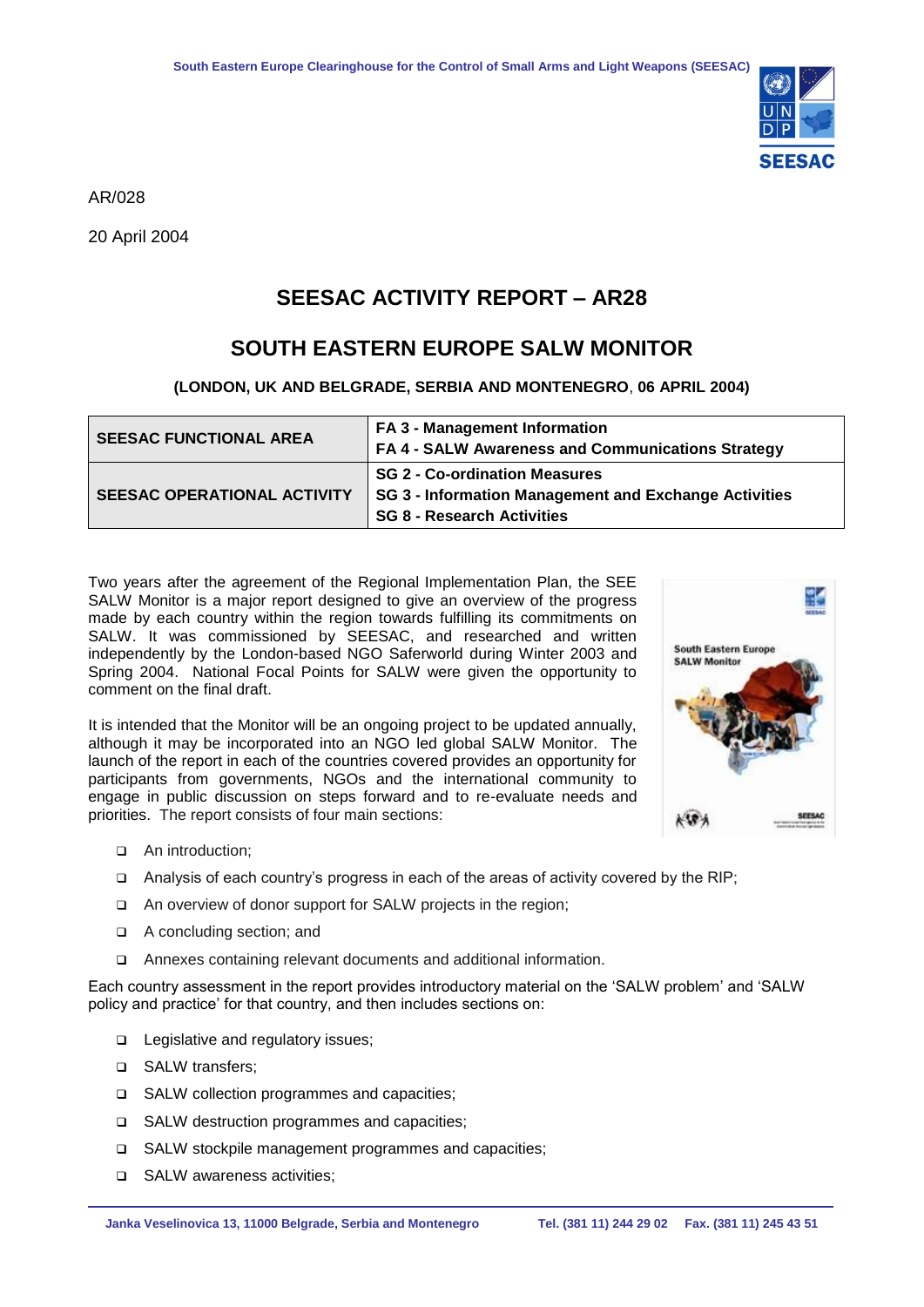AR/028

20 April 2004

# SEESAC ACTIVITY REPORT – AR28

# SOUTH EASTERN EUROPE SALW MONITOR

**(LONDON, UK AND BELGRADE, SERBIA AND MONTENEGRO, 06 APRIL 2004)**

| | |
|---|---|
| **SEESAC FUNCTIONAL AREA** | **FA 3 - Management Information**<br>**FA 4 - SALW Awareness and Communications Strategy** |
| **SEESAC OPERATIONAL ACTIVITY** | **SG 2 - Co-ordination Measures**<br>**SG 3 - Information Management and Exchange Activities**<br>**SG 8 - Research Activities** |

Two years after the agreement of the Regional Implementation Plan, the SEE SALW Monitor is a major report designed to give an overview of the progress made by each country within the region towards fulfilling its commitments on SALW. It was commissioned by SEESAC, and researched and written independently by the London-based NGO Saferworld during Winter 2003 and Spring 2004. National Focal Points for SALW were given the opportunity to comment on the final draft.

It is intended that the Monitor will be an ongoing project to be updated annually, although it may be incorporated into an NGO led global SALW Monitor. The launch of the report in each of the countries covered provides an opportunity for participants from governments, NGOs and the international community to engage in public discussion on steps forward and to re-evaluate needs and priorities. The report consists of four main sections:

- An introduction;
- Analysis of each country's progress in each of the areas of activity covered by the RIP;
- An overview of donor support for SALW projects in the region;
- A concluding section; and
- Annexes containing relevant documents and additional information.

Each country assessment in the report provides introductory material on the 'SALW problem' and 'SALW policy and practice' for that country, and then includes sections on:

- Legislative and regulatory issues;
- SALW transfers;
- SALW collection programmes and capacities;
- SALW destruction programmes and capacities;
- SALW stockpile management programmes and capacities;
- SALW awareness activities;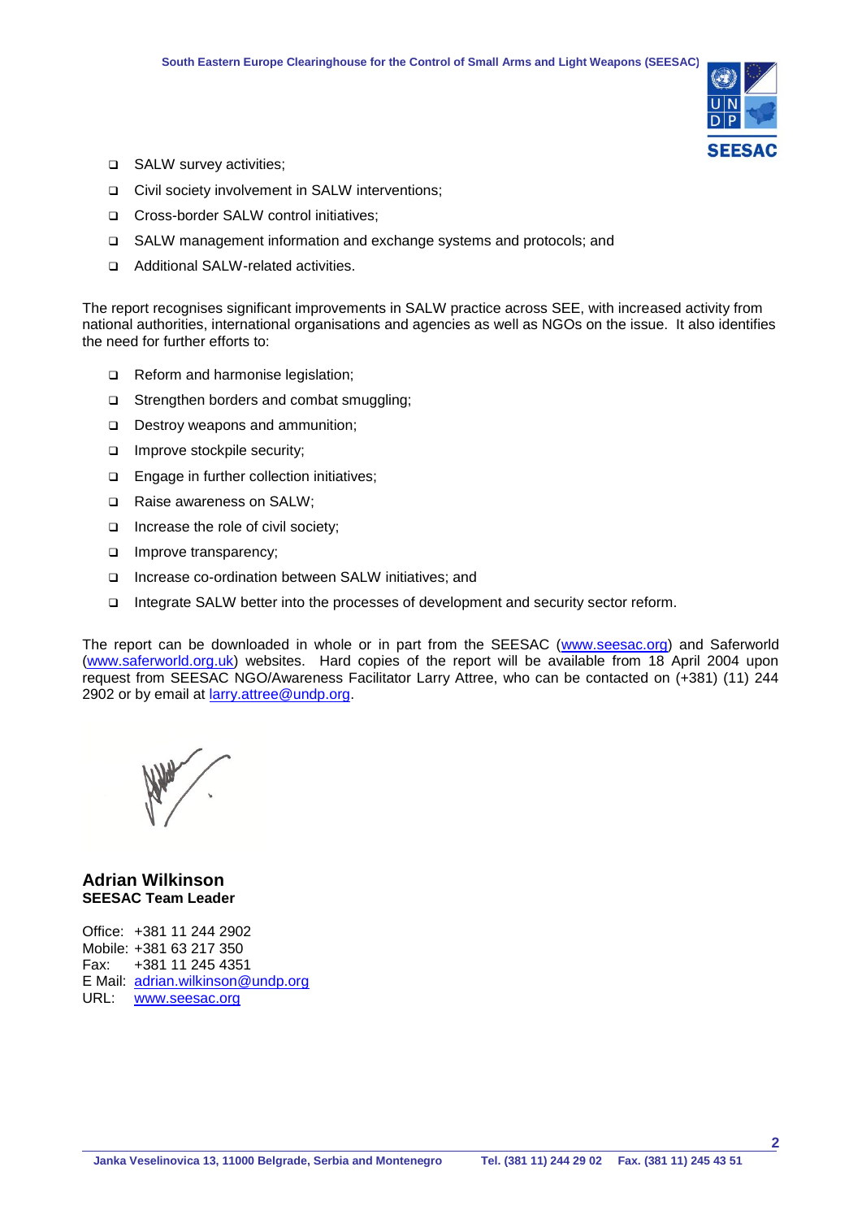- SALW survey activities;
- Civil society involvement in SALW interventions;
- Cross-border SALW control initiatives;
- SALW management information and exchange systems and protocols; and
- Additional SALW-related activities.

The report recognises significant improvements in SALW practice across SEE, with increased activity from national authorities, international organisations and agencies as well as NGOs on the issue. It also identifies the need for further efforts to:

- Reform and harmonise legislation;
- Strengthen borders and combat smuggling;
- Destroy weapons and ammunition;
- Improve stockpile security;
- Engage in further collection initiatives;
- Raise awareness on SALW;
- Increase the role of civil society;
- Improve transparency;
- Increase co-ordination between SALW initiatives; and
- Integrate SALW better into the processes of development and security sector reform.

The report can be downloaded in whole or in part from the SEESAC (www.seesac.org) and Saferworld (www.saferworld.org.uk) websites. Hard copies of the report will be available from 18 April 2004 upon request from SEESAC NGO/Awareness Facilitator Larry Attree, who can be contacted on (+381) (11) 244 2902 or by email at larry.attree@undp.org.

**Adrian Wilkinson**
**SEESAC Team Leader**

Office: +381 11 244 2902
Mobile: +381 63 217 350
Fax: +381 11 245 4351
E Mail: adrian.wilkinson@undp.org
URL: www.seesac.org